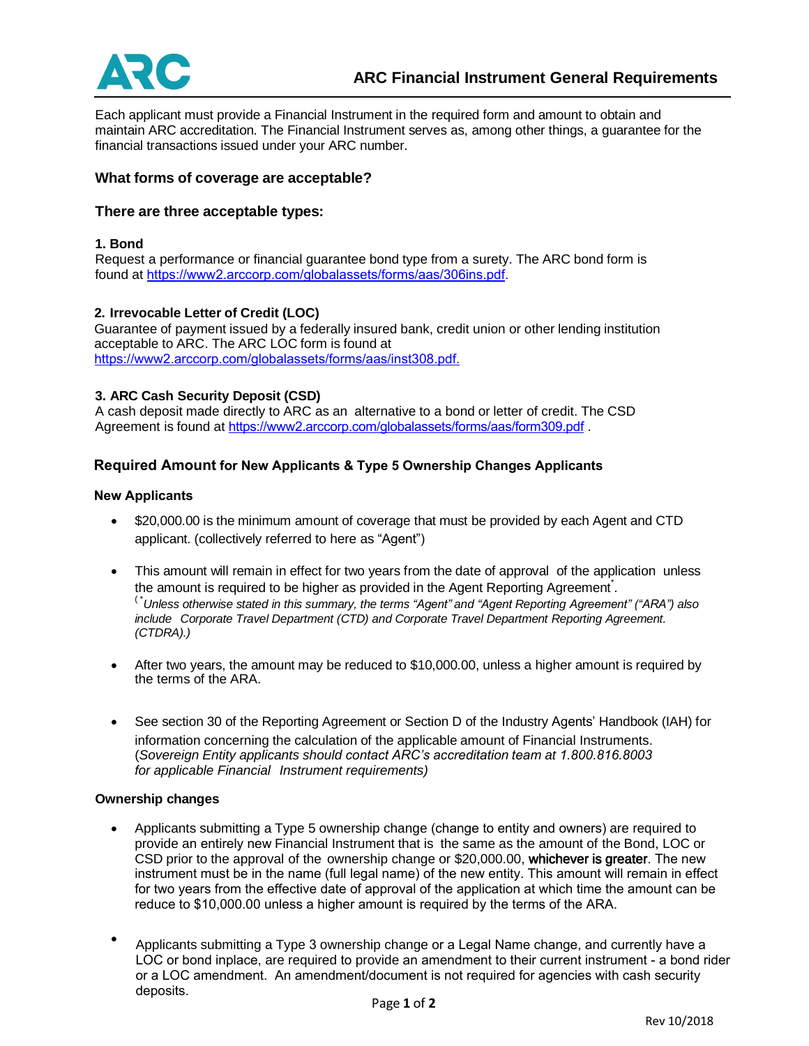# ARC Financial Instrument General Requirements

Each applicant must provide a Financial Instrument in the required form and amount to obtain and maintain ARC accreditation. The Financial Instrument serves as, among other things, a guarantee for the financial transactions issued under your ARC number.

## What forms of coverage are acceptable?

### There are three acceptable types:

**1. Bond**
Request a performance or financial guarantee bond type from a surety. The ARC bond form is found at https://www2.arccorp.com/globalassets/forms/aas/306ins.pdf.

**2. Irrevocable Letter of Credit (LOC)**
Guarantee of payment issued by a federally insured bank, credit union or other lending institution acceptable to ARC. The ARC LOC form is found at https://www2.arccorp.com/globalassets/forms/aas/inst308.pdf.

**3. ARC Cash Security Deposit (CSD)**
A cash deposit made directly to ARC as an alternative to a bond or letter of credit. The CSD Agreement is found at https://www2.arccorp.com/globalassets/forms/aas/form309.pdf .

## Required Amount for New Applicants & Type 5 Ownership Changes Applicants

**New Applicants**

- $20,000.00 is the minimum amount of coverage that must be provided by each Agent and CTD applicant. (collectively referred to here as "Agent")
- This amount will remain in effect for two years from the date of approval of the application unless the amount is required to be higher as provided in the Agent Reporting Agreement*.
  (*Unless otherwise stated in this summary, the terms "Agent" and "Agent Reporting Agreement" ("ARA") also include Corporate Travel Department (CTD) and Corporate Travel Department Reporting Agreement. (CTDRA).)*
- After two years, the amount may be reduced to $10,000.00, unless a higher amount is required by the terms of the ARA.
- See section 30 of the Reporting Agreement or Section D of the Industry Agents' Handbook (IAH) for information concerning the calculation of the applicable amount of Financial Instruments. (*Sovereign Entity applicants should contact ARC's accreditation team at 1.800.816.8003 for applicable Financial Instrument requirements*)

**Ownership changes**

- Applicants submitting a Type 5 ownership change (change to entity and owners) are required to provide an entirely new Financial Instrument that is the same as the amount of the Bond, LOC or CSD prior to the approval of the ownership change or $20,000.00, **whichever is greater**. The new instrument must be in the name (full legal name) of the new entity. This amount will remain in effect for two years from the effective date of approval of the application at which time the amount can be reduce to $10,000.00 unless a higher amount is required by the terms of the ARA.
- Applicants submitting a Type 3 ownership change or a Legal Name change, and currently have a LOC or bond inplace, are required to provide an amendment to their current instrument - a bond rider or a LOC amendment. An amendment/document is not required for agencies with cash security deposits.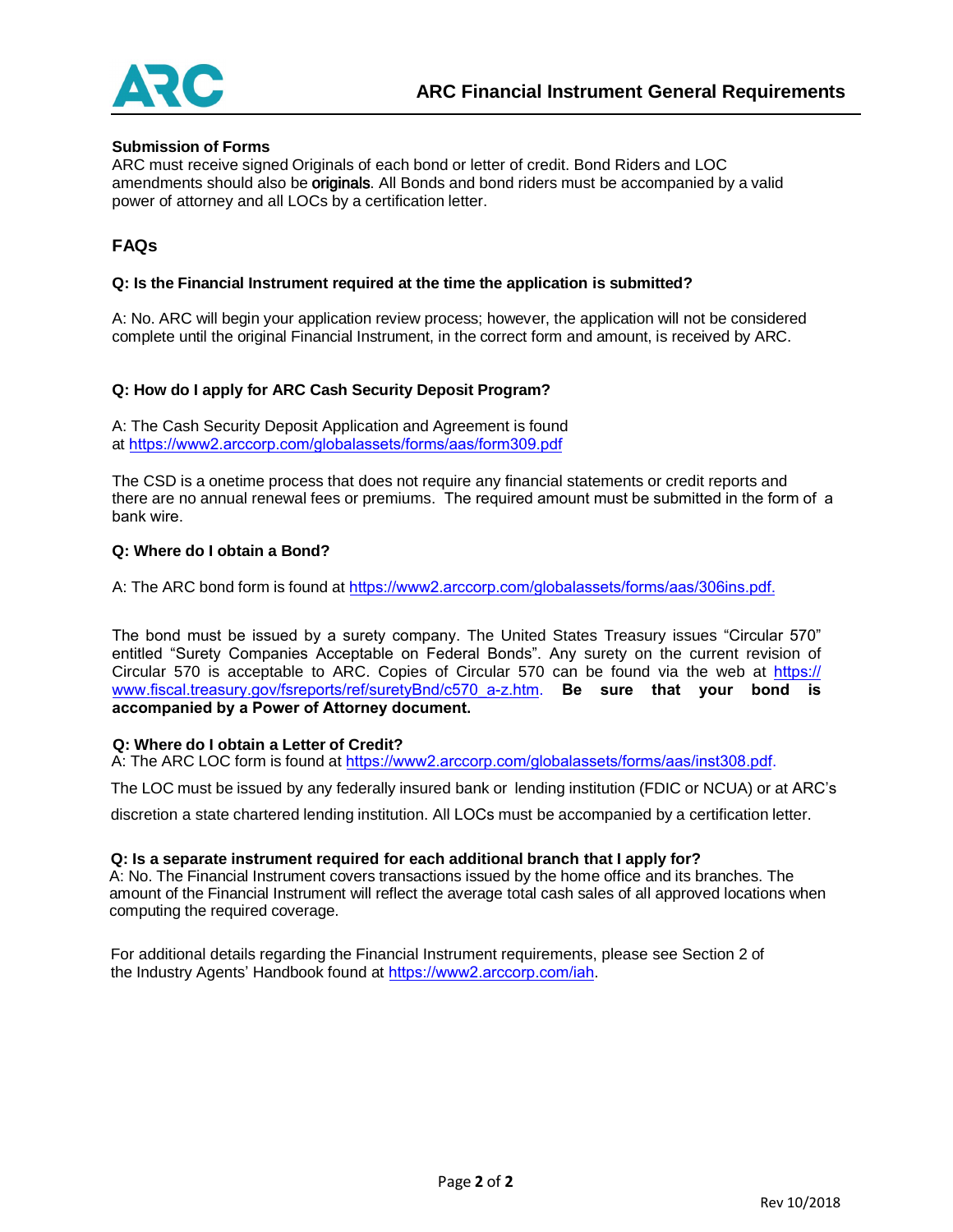## Submission of Forms

ARC must receive signed Originals of each bond or letter of credit. Bond Riders and LOC amendments should also be **originals**. All Bonds and bond riders must be accompanied by a valid power of attorney and all LOCs by a certification letter.

## FAQs

### Q: Is the Financial Instrument required at the time the application is submitted?

A: No. ARC will begin your application review process; however, the application will not be considered complete until the original Financial Instrument, in the correct form and amount, is received by ARC.

### Q: How do I apply for ARC Cash Security Deposit Program?

A: The Cash Security Deposit Application and Agreement is found at https://www2.arccorp.com/globalassets/forms/aas/form309.pdf

The CSD is a onetime process that does not require any financial statements or credit reports and there are no annual renewal fees or premiums. The required amount must be submitted in the form of a bank wire.

### Q: Where do I obtain a Bond?

A: The ARC bond form is found at https://www2.arccorp.com/globalassets/forms/aas/306ins.pdf.

The bond must be issued by a surety company. The United States Treasury issues "Circular 570" entitled "Surety Companies Acceptable on Federal Bonds". Any surety on the current revision of Circular 570 is acceptable to ARC. Copies of Circular 570 can be found via the web at https://www.fiscal.treasury.gov/fsreports/ref/suretyBnd/c570_a-z.htm. **Be sure that your bond is accompanied by a Power of Attorney document.**

### Q: Where do I obtain a Letter of Credit?

A: The ARC LOC form is found at https://www2.arccorp.com/globalassets/forms/aas/inst308.pdf.

The LOC must be issued by any federally insured bank or lending institution (FDIC or NCUA) or at ARC's discretion a state chartered lending institution. All LOCs must be accompanied by a certification letter.

### Q: Is a separate instrument required for each additional branch that I apply for?

A: No. The Financial Instrument covers transactions issued by the home office and its branches. The amount of the Financial Instrument will reflect the average total cash sales of all approved locations when computing the required coverage.

For additional details regarding the Financial Instrument requirements, please see Section 2 of the Industry Agents' Handbook found at https://www2.arccorp.com/iah.

Rev 10/2018